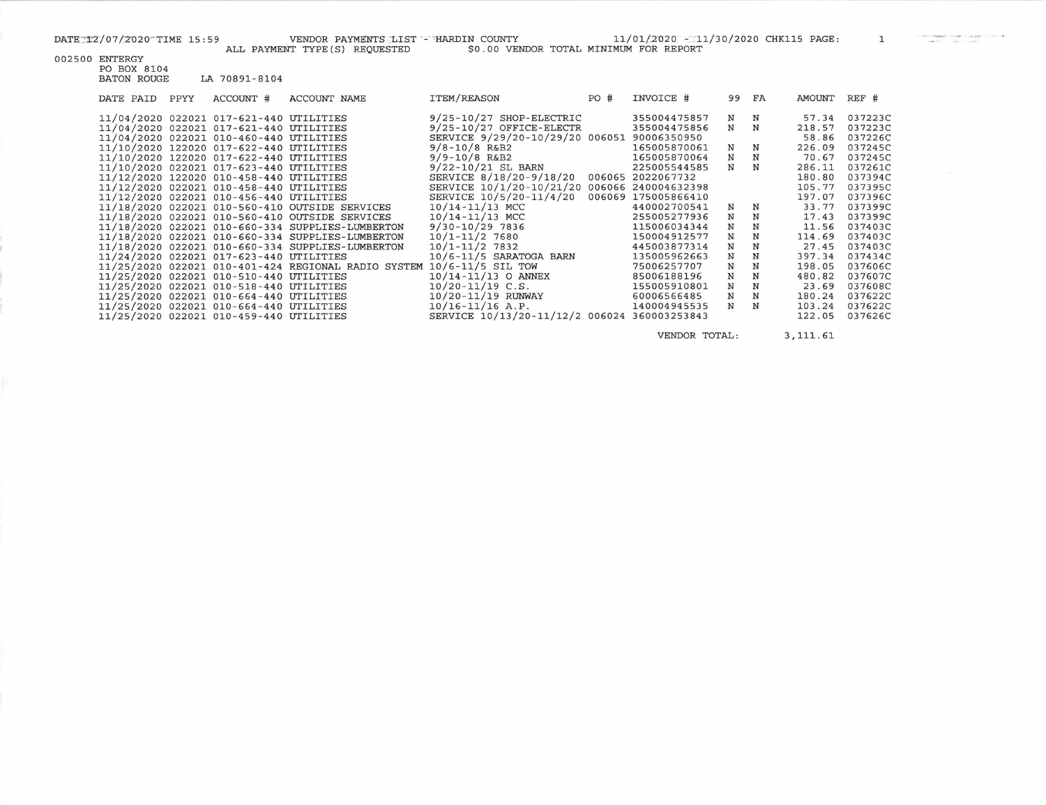DATE 12/07/2020 TIME 15:59 VENDOR PAYMENTS LIST - HARDIN COUNTY 11/01/2020 - 11/30/2020 CHK115 PAGE: 1

ALL PAYMENT TYPE(S) REQUESTED $0.00 VENDOR TOTAL MINIMUM FOR REPORT

002500 ENTERGY
PO BOX 8104
BATON ROUGE LA 70891-8104

| DATE PAID | PPYY | ACCOUNT # | ACCOUNT NAME | ITEM/REASON | PO # | INVOICE # | 99 | FA | AMOUNT | REF # |
|---|---|---|---|---|---|---|---|---|---|---|
| 11/04/2020 | 022021 | 017-621-440 | UTILITIES | 9/25-10/27 SHOP-ELECTRIC | | 355004475857 | N | N | 57.34 | 037223C |
| 11/04/2020 | 022021 | 017-621-440 | UTILITIES | 9/25-10/27 OFFICE-ELECTR | | 355004475856 | N | N | 218.57 | 037223C |
| 11/04/2020 | 022021 | 010-460-440 | UTILITIES | SERVICE 9/29/20-10/29/20 | 006051 | 90006350950 | | | 58.86 | 037226C |
| 11/10/2020 | 122020 | 017-622-440 | UTILITIES | 9/8-10/8 R&B2 | | 165005870061 | N | N | 226.09 | 037245C |
| 11/10/2020 | 122020 | 017-622-440 | UTILITIES | 9/9-10/8 R&B2 | | 165005870064 | N | N | 70.67 | 037245C |
| 11/10/2020 | 022021 | 017-623-440 | UTILITIES | 9/22-10/21 SL BARN | | 225005544585 | N | N | 286.11 | 037261C |
| 11/12/2020 | 122020 | 010-458-440 | UTILITIES | SERVICE 8/18/20-9/18/20 | 006065 | 2022067732 | | | 180.80 | 037394C |
| 11/12/2020 | 022021 | 010-458-440 | UTILITIES | SERVICE 10/1/20-10/21/20 | 006066 | 240004632398 | | | 105.77 | 037395C |
| 11/12/2020 | 022021 | 010-456-440 | UTILITIES | SERVICE 10/5/20-11/4/20 | 006069 | 175005866410 | | | 197.07 | 037396C |
| 11/18/2020 | 022021 | 010-560-410 | OUTSIDE SERVICES | 10/14-11/13 MCC | | 440002700541 | N | N | 33.77 | 037399C |
| 11/18/2020 | 022021 | 010-560-410 | OUTSIDE SERVICES | 10/14-11/13 MCC | | 255005277936 | N | N | 17.43 | 037399C |
| 11/18/2020 | 022021 | 010-660-334 | SUPPLIES-LUMBERTON | 9/30-10/29 7836 | | 115006034344 | N | N | 11.56 | 037403C |
| 11/18/2020 | 022021 | 010-660-334 | SUPPLIES-LUMBERTON | 10/1-11/2 7680 | | 150004912577 | N | N | 114.69 | 037403C |
| 11/18/2020 | 022021 | 010-660-334 | SUPPLIES-LUMBERTON | 10/1-11/2 7832 | | 445003877314 | N | N | 27.45 | 037403C |
| 11/24/2020 | 022021 | 017-623-440 | UTILITIES | 10/6-11/5 SARATOGA BARN | | 135005962663 | N | N | 397.34 | 037434C |
| 11/25/2020 | 022021 | 010-401-424 | REGIONAL RADIO SYSTEM | 10/6-11/5 SIL TOW | | 75006257707 | N | N | 198.05 | 037606C |
| 11/25/2020 | 022021 | 010-510-440 | UTILITIES | 10/14-11/13 O ANNEX | | 85006188196 | N | N | 480.82 | 037607C |
| 11/25/2020 | 022021 | 010-518-440 | UTILITIES | 10/20-11/19 C.S. | | 155005910801 | N | N | 23.69 | 037608C |
| 11/25/2020 | 022021 | 010-664-440 | UTILITIES | 10/20-11/19 RUNWAY | | 60006566485 | N | N | 180.24 | 037622C |
| 11/25/2020 | 022021 | 010-664-440 | UTILITIES | 10/16-11/16 A.P. | | 140004945535 | N | N | 103.24 | 037622C |
| 11/25/2020 | 022021 | 010-459-440 | UTILITIES | SERVICE 10/13/20-11/12/2 | 006024 | 360003253843 | | | 122.05 | 037626C |
| | | | | | | VENDOR TOTAL: | | | 3,111.61 | |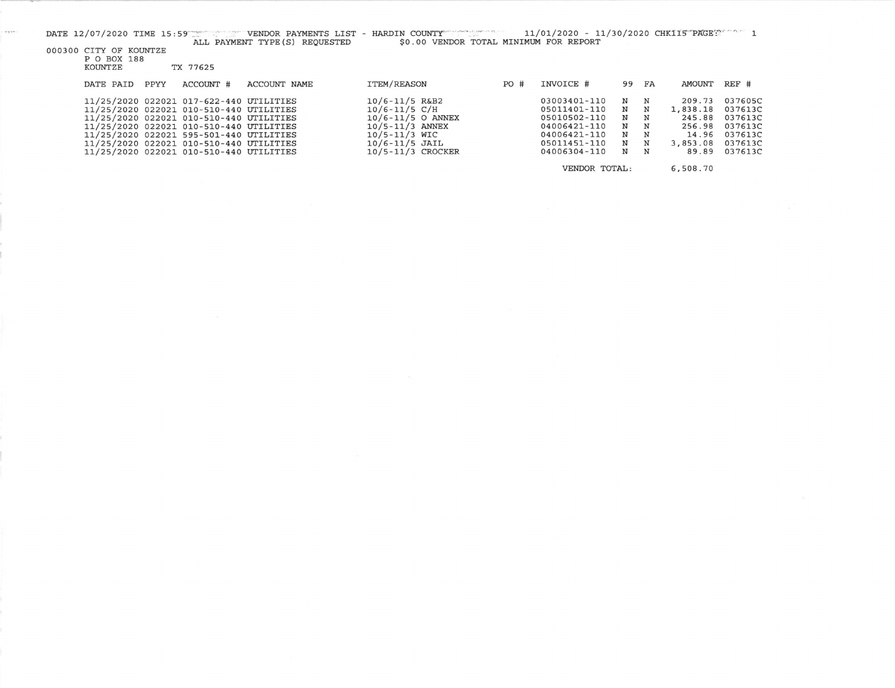DATE 12/07/2020 TIME 15:59 VENDOR PAYMENTS LIST - HARDIN COUNTY 11/01/2020 - 11/30/2020 CHK115 PAGE: 1

ALL PAYMENT TYPE(S) REQUESTED $0.00 VENDOR TOTAL MINIMUM FOR REPORT

000300 CITY OF KOUNTZE
P O BOX 188
KOUNTZE TX 77625

| DATE PAID | PPYY | ACCOUNT # | ACCOUNT NAME | ITEM/REASON | PO # | INVOICE # | 99 | FA | AMOUNT | REF # |
|---|---|---|---|---|---|---|---|---|---|---|
| 11/25/2020 | 022021 | 017-622-440 | UTILITIES | 10/6-11/5 R&B2 | | 03003401-110 | N | N | 209.73 | 037605C |
| 11/25/2020 | 022021 | 010-510-440 | UTILITIES | 10/6-11/5 C/H | | 05011401-110 | N | N | 1,838.18 | 037613C |
| 11/25/2020 | 022021 | 010-510-440 | UTILITIES | 10/6-11/5 O ANNEX | | 05010502-110 | N | N | 245.88 | 037613C |
| 11/25/2020 | 022021 | 010-510-440 | UTILITIES | 10/5-11/3 ANNEX | | 04006421-110 | N | N | 256.98 | 037613C |
| 11/25/2020 | 022021 | 595-501-440 | UTILITIES | 10/5-11/3 WIC | | 04006421-110 | N | N | 14.96 | 037613C |
| 11/25/2020 | 022021 | 010-510-440 | UTILITIES | 10/6-11/5 JAIL | | 05011451-110 | N | N | 3,853.08 | 037613C |
| 11/25/2020 | 022021 | 010-510-440 | UTILITIES | 10/5-11/3 CROCKER | | 04006304-110 | N | N | 89.89 | 037613C |
| | | | | | | VENDOR TOTAL: | | | 6,508.70 | |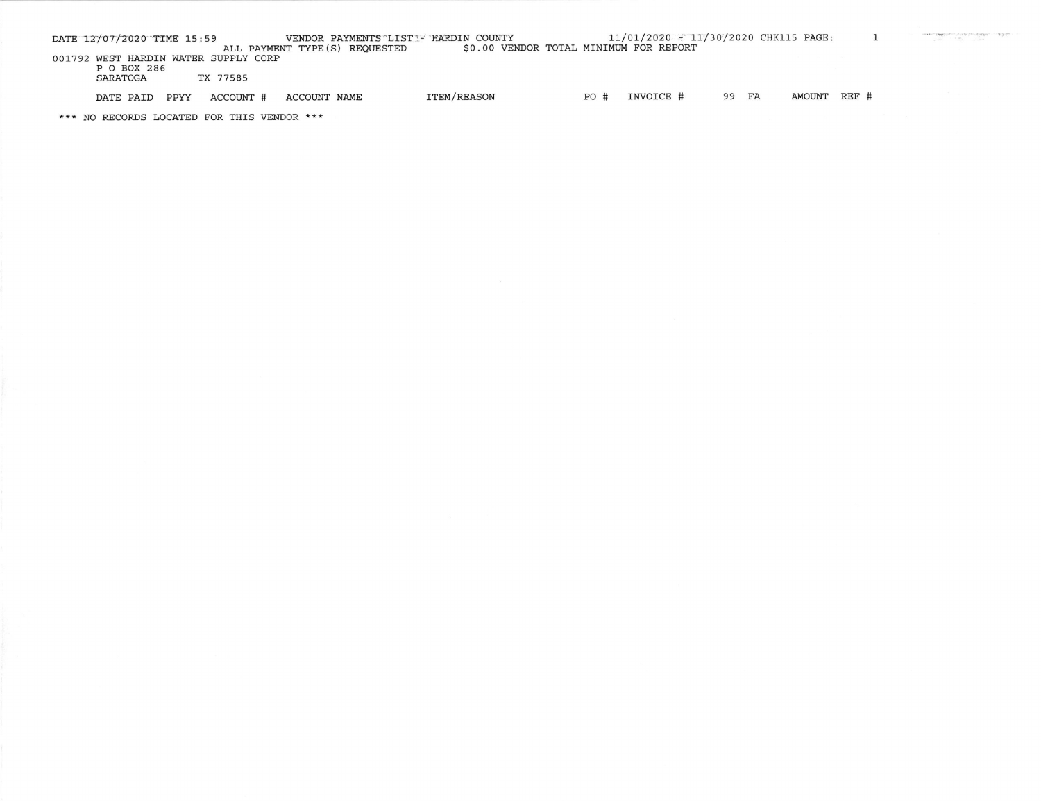DATE 12/07/2020 TIME 15:59 VENDOR PAYMENTS LIST - HARDIN COUNTY 11/01/2020 - 11/30/2020 CHK115 PAGE: 1

ALL PAYMENT TYPE(S) REQUESTED $0.00 VENDOR TOTAL MINIMUM FOR REPORT

001792 WEST HARDIN WATER SUPPLY CORP
P O BOX 286
SARATOGA TX 77585

| DATE PAID | PPYY | ACCOUNT # | ACCOUNT NAME | ITEM/REASON | PO # | INVOICE # | 99 | FA | AMOUNT | REF # |
|---|---|---|---|---|---|---|---|---|---|---|

*** NO RECORDS LOCATED FOR THIS VENDOR ***